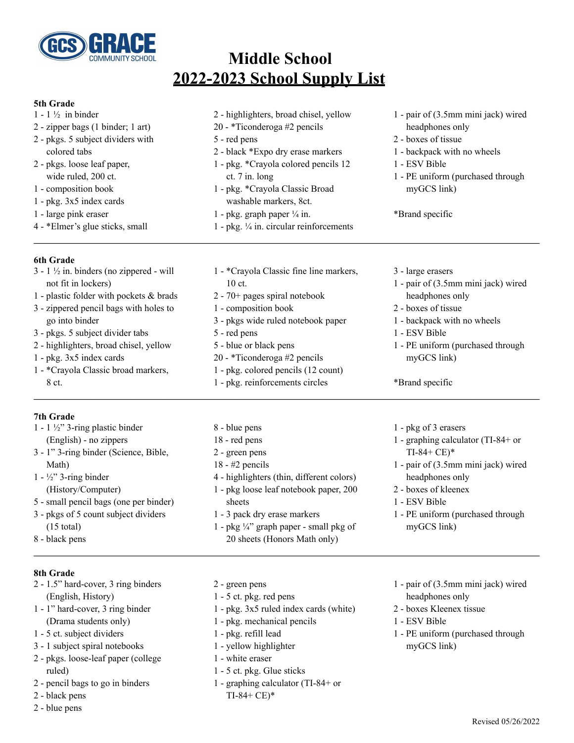GCS GRACE COMMUNITY SCHOOL

# Middle School
# 2022-2023 School Supply List

### 5th Grade

- 1 - 1 ½ in binder
- 2 - zipper bags (1 binder; 1 art)
- 2 - pkgs. 5 subject dividers with colored tabs
- 2 - pkgs. loose leaf paper, wide ruled, 200 ct.
- 1 - composition book
- 1 - pkg. 3x5 index cards
- 1 - large pink eraser
- 4 - *Elmer's glue sticks, small
- 2 - highlighters, broad chisel, yellow
- 20 - *Ticonderoga #2 pencils
- 5 - red pens
- 2 - black *Expo dry erase markers
- 1 - pkg. *Crayola colored pencils 12 ct. 7 in. long
- 1 - pkg. *Crayola Classic Broad washable markers, 8ct.
- 1 - pkg. graph paper ¼ in.
- 1 - pkg. ¼ in. circular reinforcements
- 1 - pair of (3.5mm mini jack) wired headphones only
- 2 - boxes of tissue
- 1 - backpack with no wheels
- 1 - ESV Bible
- 1 - PE uniform (purchased through myGCS link)

*Brand specific

---

### 6th Grade

- 3 - 1 ½ in. binders (no zippered - will not fit in lockers)
- 1 - plastic folder with pockets & brads
- 3 - zippered pencil bags with holes to go into binder
- 3 - pkgs. 5 subject divider tabs
- 2 - highlighters, broad chisel, yellow
- 1 - pkg. 3x5 index cards
- 1 - *Crayola Classic broad markers, 8 ct.
- 1 - *Crayola Classic fine line markers, 10 ct.
- 2 - 70+ pages spiral notebook
- 1 - composition book
- 3 - pkgs wide ruled notebook paper
- 5 - red pens
- 5 - blue or black pens
- 20 - *Ticonderoga #2 pencils
- 1 - pkg. colored pencils (12 count)
- 1 - pkg. reinforcements circles
- 3 - large erasers
- 1 - pair of (3.5mm mini jack) wired headphones only
- 2 - boxes of tissue
- 1 - backpack with no wheels
- 1 - ESV Bible
- 1 - PE uniform (purchased through myGCS link)

*Brand specific

---

### 7th Grade

- 1 - 1 ½" 3-ring plastic binder (English) - no zippers
- 3 - 1" 3-ring binder (Science, Bible, Math)
- 1 - ½" 3-ring binder (History/Computer)
- 5 - small pencil bags (one per binder)
- 3 - pkgs of 5 count subject dividers (15 total)
- 8 - black pens
- 8 - blue pens
- 18 - red pens
- 2 - green pens
- 18 - #2 pencils
- 4 - highlighters (thin, different colors)
- 1 - pkg loose leaf notebook paper, 200 sheets
- 1 - 3 pack dry erase markers
- 1 - pkg ¼" graph paper - small pkg of 20 sheets (Honors Math only)
- 1 - pkg of 3 erasers
- 1 - graphing calculator (TI-84+ or TI-84+ CE)*
- 1 - pair of (3.5mm mini jack) wired headphones only
- 2 - boxes of kleenex
- 1 - ESV Bible
- 1 - PE uniform (purchased through myGCS link)

---

### 8th Grade

- 2 - 1.5" hard-cover, 3 ring binders (English, History)
- 1 - 1" hard-cover, 3 ring binder (Drama students only)
- 1 - 5 ct. subject dividers
- 3 - 1 subject spiral notebooks
- 2 - pkgs. loose-leaf paper (college ruled)
- 2 - pencil bags to go in binders
- 2 - black pens
- 2 - blue pens
- 2 - green pens
- 1 - 5 ct. pkg. red pens
- 1 - pkg. 3x5 ruled index cards (white)
- 1 - pkg. mechanical pencils
- 1 - pkg. refill lead
- 1 - yellow highlighter
- 1 - white eraser
- 1 - 5 ct. pkg. Glue sticks
- 1 - graphing calculator (TI-84+ or TI-84+ CE)*
- 1 - pair of (3.5mm mini jack) wired headphones only
- 2 - boxes Kleenex tissue
- 1 - ESV Bible
- 1 - PE uniform (purchased through myGCS link)

Revised 05/26/2022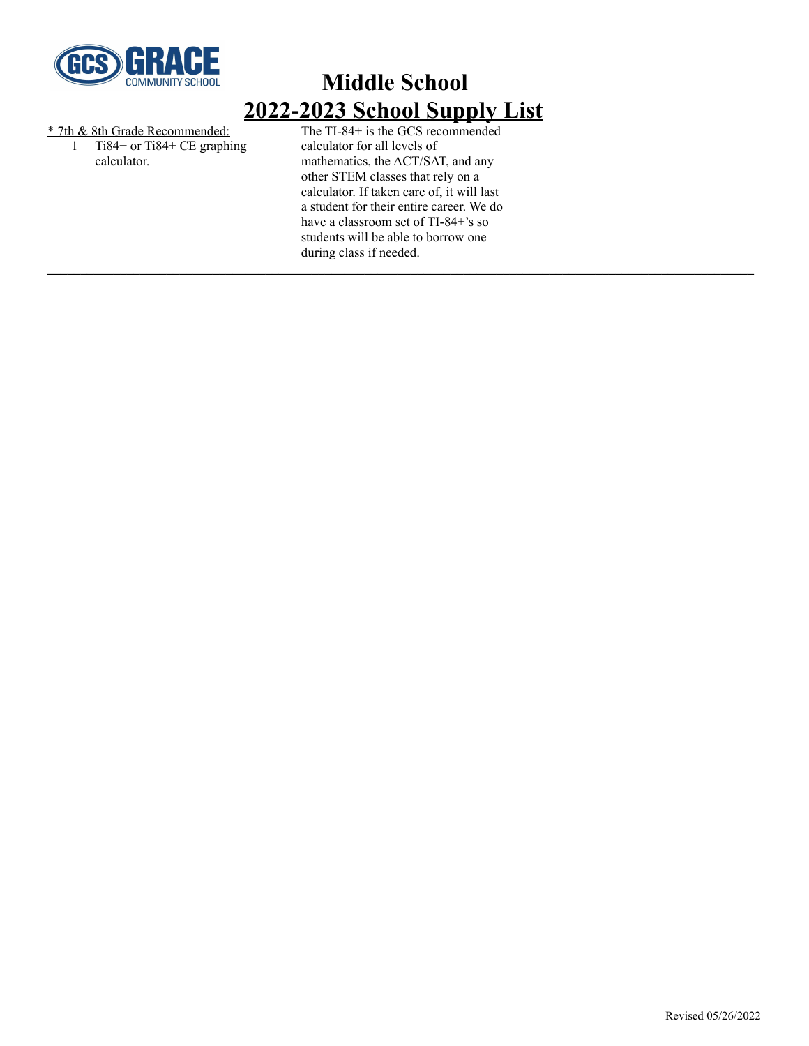GCS GRACE COMMUNITY SCHOOL

# Middle School
# 2022-2023 School Supply List

* 7th & 8th Grade Recommended:
1 Ti84+ or Ti84+ CE graphing calculator.

The TI-84+ is the GCS recommended calculator for all levels of mathematics, the ACT/SAT, and any other STEM classes that rely on a calculator. If taken care of, it will last a student for their entire career. We do have a classroom set of TI-84+'s so students will be able to borrow one during class if needed.

---

Revised 05/26/2022